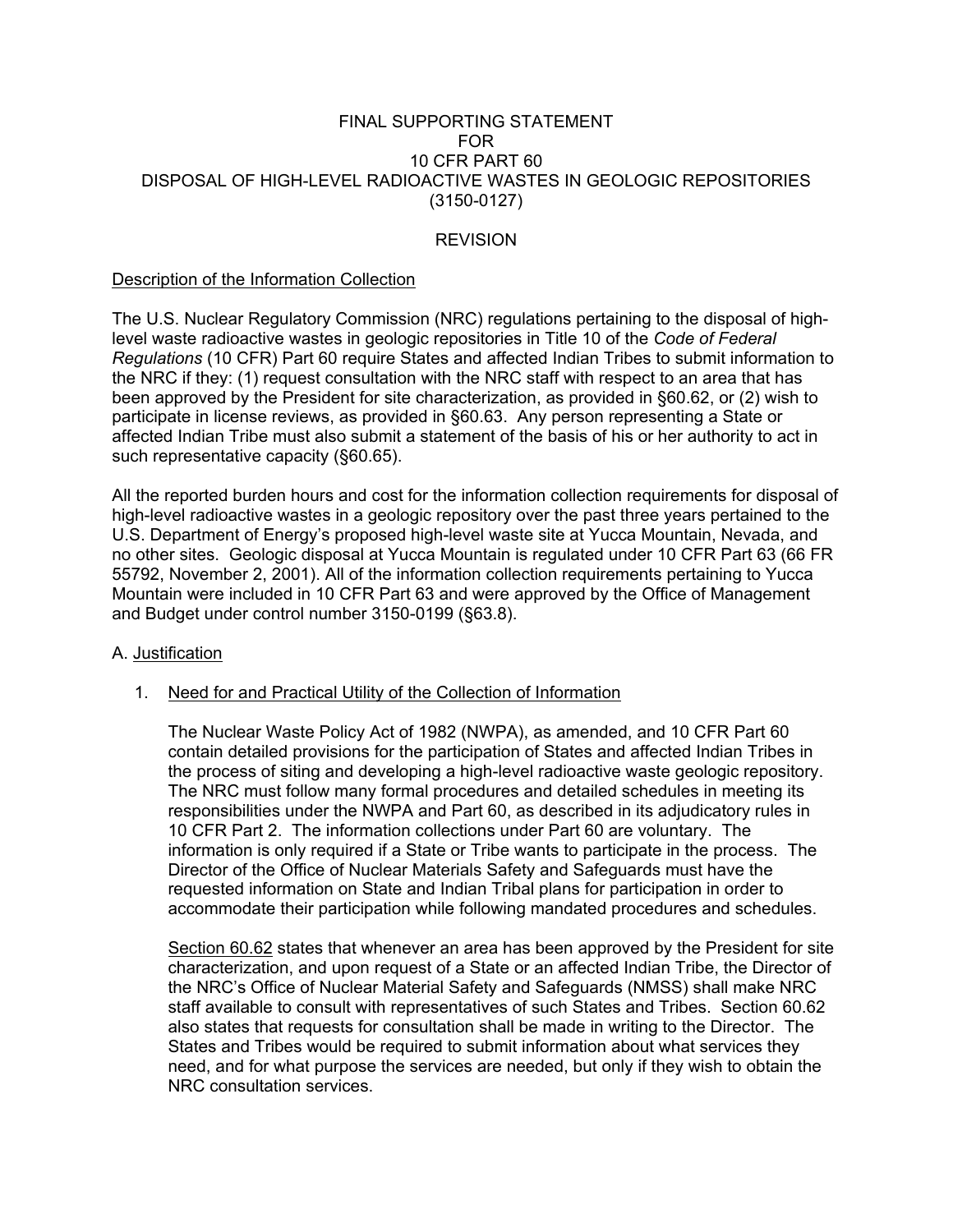# FINAL SUPPORTING STATEMENT
# FOR
# 10 CFR PART 60
# DISPOSAL OF HIGH-LEVEL RADIOACTIVE WASTES IN GEOLOGIC REPOSITORIES
# (3150-0127)

## REVISION

Description of the Information Collection

The U.S. Nuclear Regulatory Commission (NRC) regulations pertaining to the disposal of high-level waste radioactive wastes in geologic repositories in Title 10 of the *Code of Federal Regulations* (10 CFR) Part 60 require States and affected Indian Tribes to submit information to the NRC if they: (1) request consultation with the NRC staff with respect to an area that has been approved by the President for site characterization, as provided in §60.62, or (2) wish to participate in license reviews, as provided in §60.63. Any person representing a State or affected Indian Tribe must also submit a statement of the basis of his or her authority to act in such representative capacity (§60.65).

All the reported burden hours and cost for the information collection requirements for disposal of high-level radioactive wastes in a geologic repository over the past three years pertained to the U.S. Department of Energy's proposed high-level waste site at Yucca Mountain, Nevada, and no other sites. Geologic disposal at Yucca Mountain is regulated under 10 CFR Part 63 (66 FR 55792, November 2, 2001). All of the information collection requirements pertaining to Yucca Mountain were included in 10 CFR Part 63 and were approved by the Office of Management and Budget under control number 3150-0199 (§63.8).

A. Justification

1. Need for and Practical Utility of the Collection of Information

   The Nuclear Waste Policy Act of 1982 (NWPA), as amended, and 10 CFR Part 60 contain detailed provisions for the participation of States and affected Indian Tribes in the process of siting and developing a high-level radioactive waste geologic repository. The NRC must follow many formal procedures and detailed schedules in meeting its responsibilities under the NWPA and Part 60, as described in its adjudicatory rules in 10 CFR Part 2. The information collections under Part 60 are voluntary. The information is only required if a State or Tribe wants to participate in the process. The Director of the Office of Nuclear Materials Safety and Safeguards must have the requested information on State and Indian Tribal plans for participation in order to accommodate their participation while following mandated procedures and schedules.

   Section 60.62 states that whenever an area has been approved by the President for site characterization, and upon request of a State or an affected Indian Tribe, the Director of the NRC's Office of Nuclear Material Safety and Safeguards (NMSS) shall make NRC staff available to consult with representatives of such States and Tribes. Section 60.62 also states that requests for consultation shall be made in writing to the Director. The States and Tribes would be required to submit information about what services they need, and for what purpose the services are needed, but only if they wish to obtain the NRC consultation services.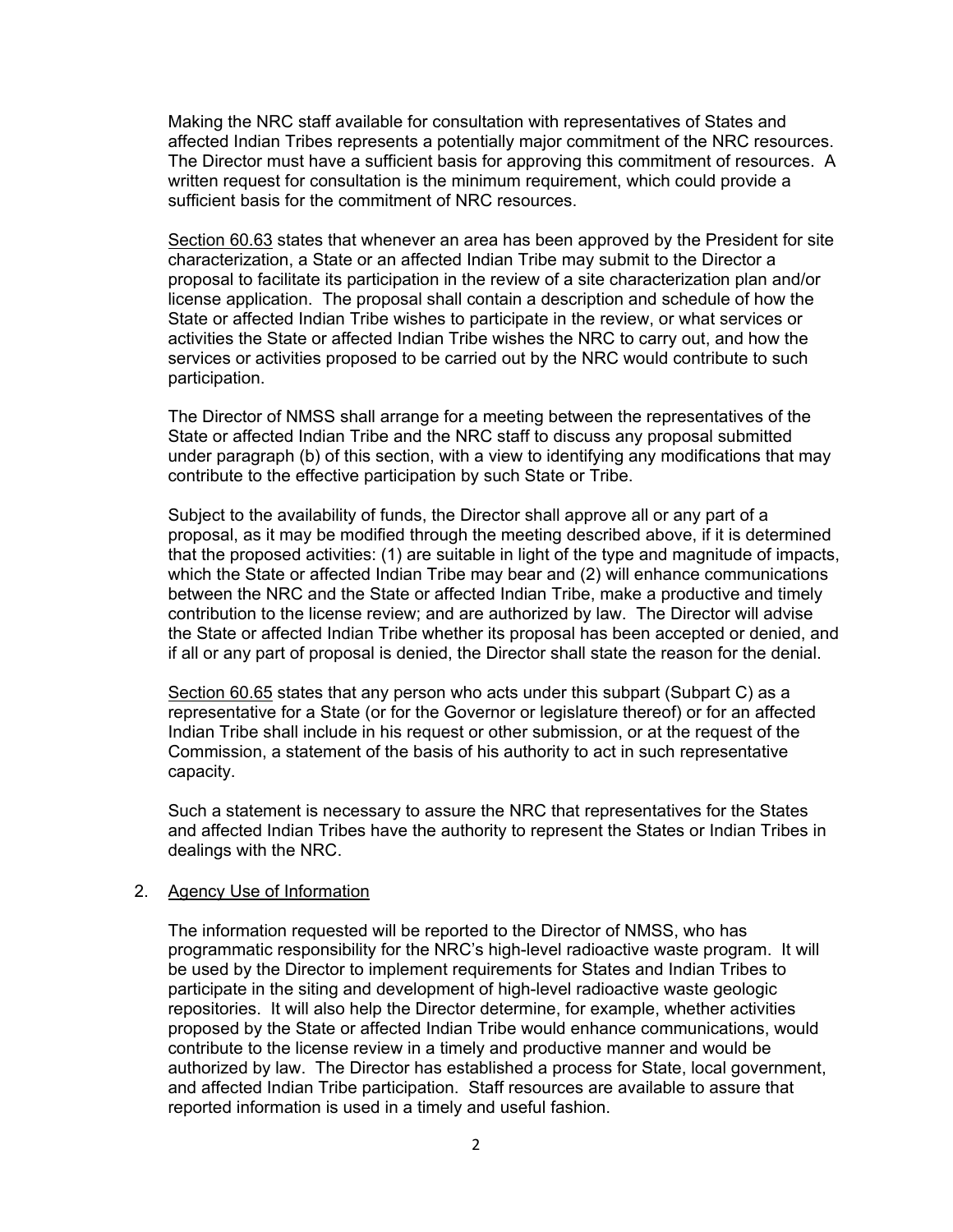Making the NRC staff available for consultation with representatives of States and affected Indian Tribes represents a potentially major commitment of the NRC resources. The Director must have a sufficient basis for approving this commitment of resources. A written request for consultation is the minimum requirement, which could provide a sufficient basis for the commitment of NRC resources.

Section 60.63 states that whenever an area has been approved by the President for site characterization, a State or an affected Indian Tribe may submit to the Director a proposal to facilitate its participation in the review of a site characterization plan and/or license application. The proposal shall contain a description and schedule of how the State or affected Indian Tribe wishes to participate in the review, or what services or activities the State or affected Indian Tribe wishes the NRC to carry out, and how the services or activities proposed to be carried out by the NRC would contribute to such participation.

The Director of NMSS shall arrange for a meeting between the representatives of the State or affected Indian Tribe and the NRC staff to discuss any proposal submitted under paragraph (b) of this section, with a view to identifying any modifications that may contribute to the effective participation by such State or Tribe.

Subject to the availability of funds, the Director shall approve all or any part of a proposal, as it may be modified through the meeting described above, if it is determined that the proposed activities: (1) are suitable in light of the type and magnitude of impacts, which the State or affected Indian Tribe may bear and (2) will enhance communications between the NRC and the State or affected Indian Tribe, make a productive and timely contribution to the license review; and are authorized by law. The Director will advise the State or affected Indian Tribe whether its proposal has been accepted or denied, and if all or any part of proposal is denied, the Director shall state the reason for the denial.

Section 60.65 states that any person who acts under this subpart (Subpart C) as a representative for a State (or for the Governor or legislature thereof) or for an affected Indian Tribe shall include in his request or other submission, or at the request of the Commission, a statement of the basis of his authority to act in such representative capacity.

Such a statement is necessary to assure the NRC that representatives for the States and affected Indian Tribes have the authority to represent the States or Indian Tribes in dealings with the NRC.

2. Agency Use of Information

The information requested will be reported to the Director of NMSS, who has programmatic responsibility for the NRC's high-level radioactive waste program. It will be used by the Director to implement requirements for States and Indian Tribes to participate in the siting and development of high-level radioactive waste geologic repositories. It will also help the Director determine, for example, whether activities proposed by the State or affected Indian Tribe would enhance communications, would contribute to the license review in a timely and productive manner and would be authorized by law. The Director has established a process for State, local government, and affected Indian Tribe participation. Staff resources are available to assure that reported information is used in a timely and useful fashion.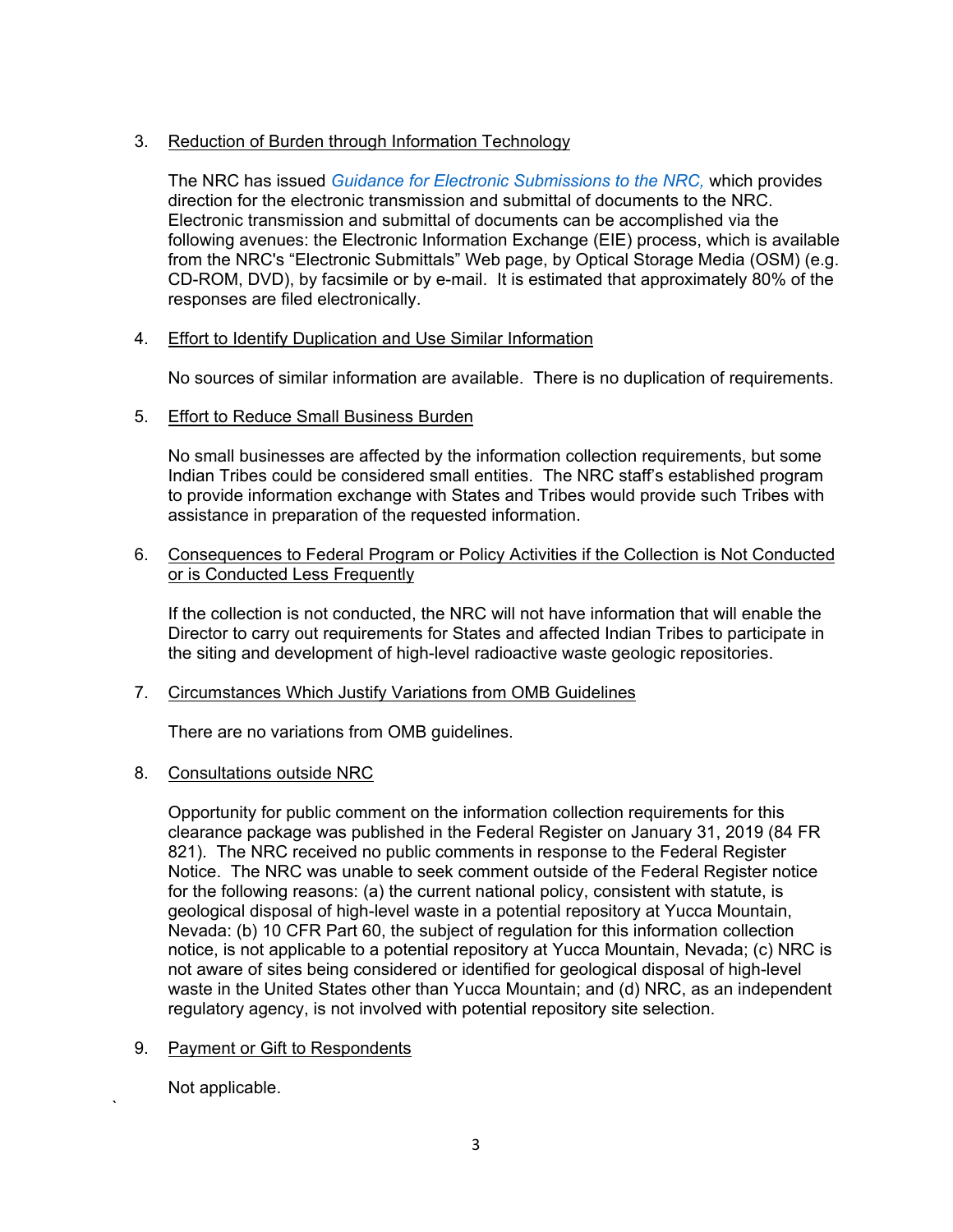3. <u>Reduction of Burden through Information Technology</u>

   The NRC has issued *Guidance for Electronic Submissions to the NRC,* which provides direction for the electronic transmission and submittal of documents to the NRC. Electronic transmission and submittal of documents can be accomplished via the following avenues: the Electronic Information Exchange (EIE) process, which is available from the NRC's "Electronic Submittals" Web page, by Optical Storage Media (OSM) (e.g. CD-ROM, DVD), by facsimile or by e-mail. It is estimated that approximately 80% of the responses are filed electronically.

4. <u>Effort to Identify Duplication and Use Similar Information</u>

   No sources of similar information are available. There is no duplication of requirements.

5. <u>Effort to Reduce Small Business Burden</u>

   No small businesses are affected by the information collection requirements, but some Indian Tribes could be considered small entities. The NRC staff's established program to provide information exchange with States and Tribes would provide such Tribes with assistance in preparation of the requested information.

6. <u>Consequences to Federal Program or Policy Activities if the Collection is Not Conducted or is Conducted Less Frequently</u>

   If the collection is not conducted, the NRC will not have information that will enable the Director to carry out requirements for States and affected Indian Tribes to participate in the siting and development of high-level radioactive waste geologic repositories.

7. <u>Circumstances Which Justify Variations from OMB Guidelines</u>

   There are no variations from OMB guidelines.

8. <u>Consultations outside NRC</u>

   Opportunity for public comment on the information collection requirements for this clearance package was published in the Federal Register on January 31, 2019 (84 FR 821). The NRC received no public comments in response to the Federal Register Notice. The NRC was unable to seek comment outside of the Federal Register notice for the following reasons: (a) the current national policy, consistent with statute, is geological disposal of high-level waste in a potential repository at Yucca Mountain, Nevada: (b) 10 CFR Part 60, the subject of regulation for this information collection notice, is not applicable to a potential repository at Yucca Mountain, Nevada; (c) NRC is not aware of sites being considered or identified for geological disposal of high-level waste in the United States other than Yucca Mountain; and (d) NRC, as an independent regulatory agency, is not involved with potential repository site selection.

9. <u>Payment or Gift to Respondents</u>

   Not applicable.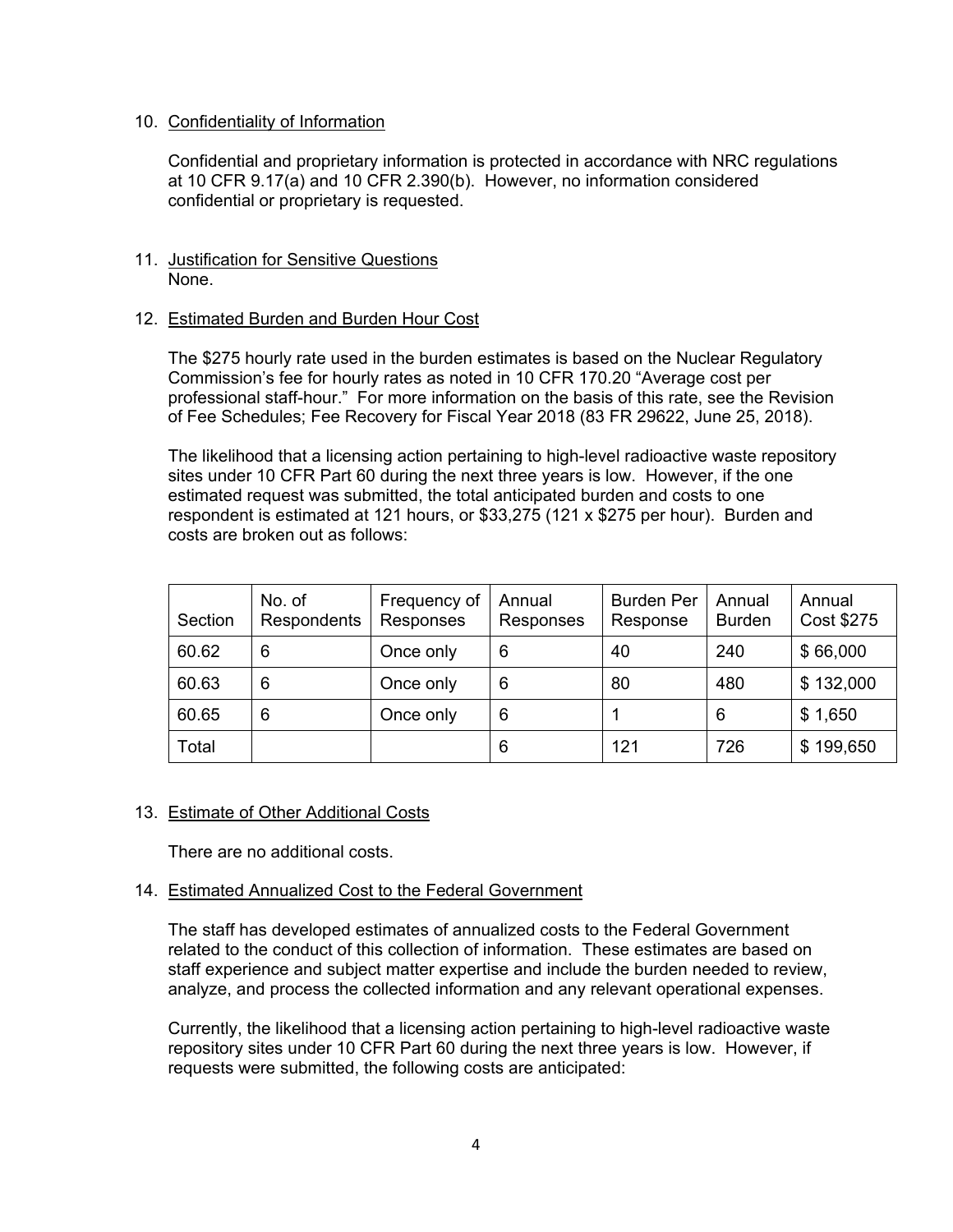10. Confidentiality of Information

    Confidential and proprietary information is protected in accordance with NRC regulations at 10 CFR 9.17(a) and 10 CFR 2.390(b). However, no information considered confidential or proprietary is requested.

11. Justification for Sensitive Questions
    None.

12. Estimated Burden and Burden Hour Cost

    The $275 hourly rate used in the burden estimates is based on the Nuclear Regulatory Commission's fee for hourly rates as noted in 10 CFR 170.20 "Average cost per professional staff-hour." For more information on the basis of this rate, see the Revision of Fee Schedules; Fee Recovery for Fiscal Year 2018 (83 FR 29622, June 25, 2018).

    The likelihood that a licensing action pertaining to high-level radioactive waste repository sites under 10 CFR Part 60 during the next three years is low. However, if the one estimated request was submitted, the total anticipated burden and costs to one respondent is estimated at 121 hours, or $33,275 (121 x $275 per hour). Burden and costs are broken out as follows:

| Section | No. of Respondents | Frequency of Responses | Annual Responses | Burden Per Response | Annual Burden | Annual Cost $275 |
|---|---|---|---|---|---|---|
| 60.62 | 6 | Once only | 6 | 40 | 240 | $ 66,000 |
| 60.63 | 6 | Once only | 6 | 80 | 480 | $ 132,000 |
| 60.65 | 6 | Once only | 6 | 1 | 6 | $ 1,650 |
| Total | | | 6 | 121 | 726 | $ 199,650 |

13. Estimate of Other Additional Costs

    There are no additional costs.

14. Estimated Annualized Cost to the Federal Government

    The staff has developed estimates of annualized costs to the Federal Government related to the conduct of this collection of information. These estimates are based on staff experience and subject matter expertise and include the burden needed to review, analyze, and process the collected information and any relevant operational expenses.

    Currently, the likelihood that a licensing action pertaining to high-level radioactive waste repository sites under 10 CFR Part 60 during the next three years is low. However, if requests were submitted, the following costs are anticipated: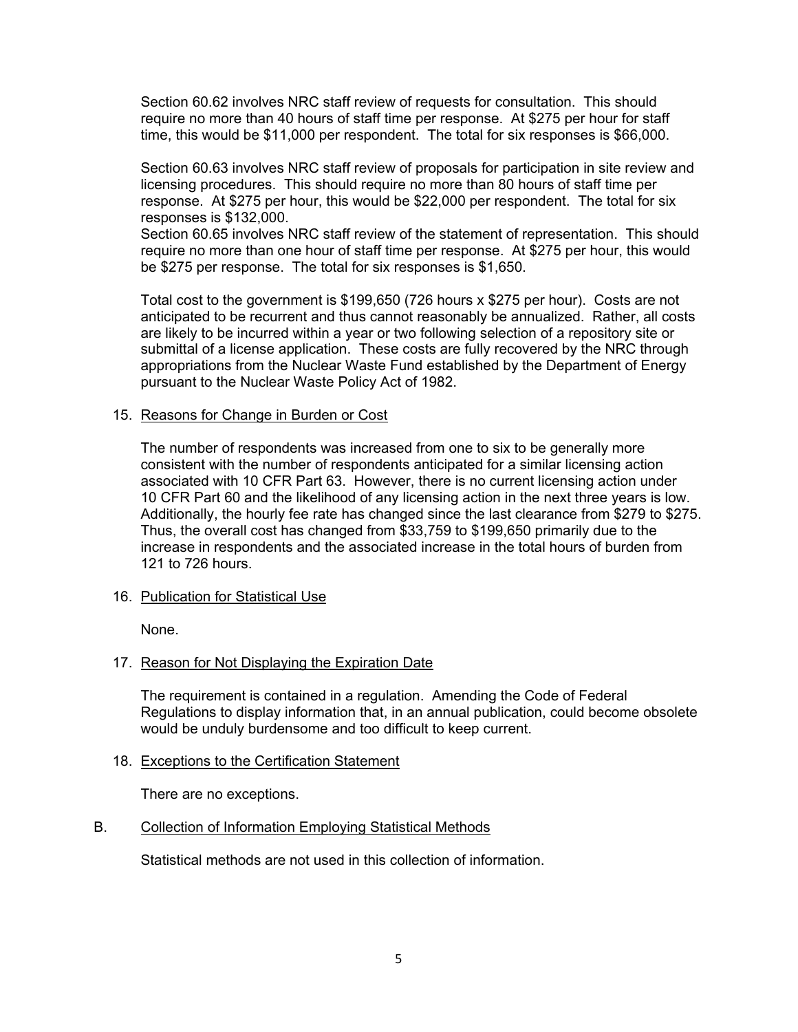Section 60.62 involves NRC staff review of requests for consultation. This should require no more than 40 hours of staff time per response. At $275 per hour for staff time, this would be $11,000 per respondent. The total for six responses is $66,000.

Section 60.63 involves NRC staff review of proposals for participation in site review and licensing procedures. This should require no more than 80 hours of staff time per response. At $275 per hour, this would be $22,000 per respondent. The total for six responses is $132,000.
Section 60.65 involves NRC staff review of the statement of representation. This should require no more than one hour of staff time per response. At $275 per hour, this would be $275 per response. The total for six responses is $1,650.

Total cost to the government is $199,650 (726 hours x $275 per hour). Costs are not anticipated to be recurrent and thus cannot reasonably be annualized. Rather, all costs are likely to be incurred within a year or two following selection of a repository site or submittal of a license application. These costs are fully recovered by the NRC through appropriations from the Nuclear Waste Fund established by the Department of Energy pursuant to the Nuclear Waste Policy Act of 1982.

15. Reasons for Change in Burden or Cost

The number of respondents was increased from one to six to be generally more consistent with the number of respondents anticipated for a similar licensing action associated with 10 CFR Part 63. However, there is no current licensing action under 10 CFR Part 60 and the likelihood of any licensing action in the next three years is low. Additionally, the hourly fee rate has changed since the last clearance from $279 to $275. Thus, the overall cost has changed from $33,759 to $199,650 primarily due to the increase in respondents and the associated increase in the total hours of burden from 121 to 726 hours.

16. Publication for Statistical Use

None.

17. Reason for Not Displaying the Expiration Date

The requirement is contained in a regulation. Amending the Code of Federal Regulations to display information that, in an annual publication, could become obsolete would be unduly burdensome and too difficult to keep current.

18. Exceptions to the Certification Statement

There are no exceptions.

B. Collection of Information Employing Statistical Methods

Statistical methods are not used in this collection of information.